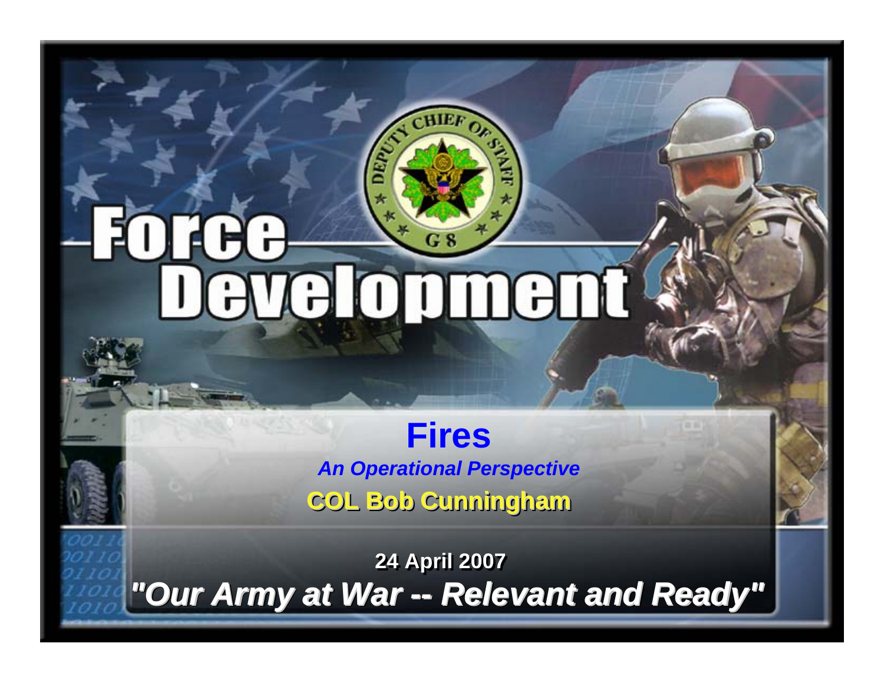# Force Development

DEPUTY CHIEF OF STAFF G8

## Fires

*An Operational Perspective*

**COL Bob Cunningham**

**24 April 2007**

***"Our Army at War -- Relevant and Ready"***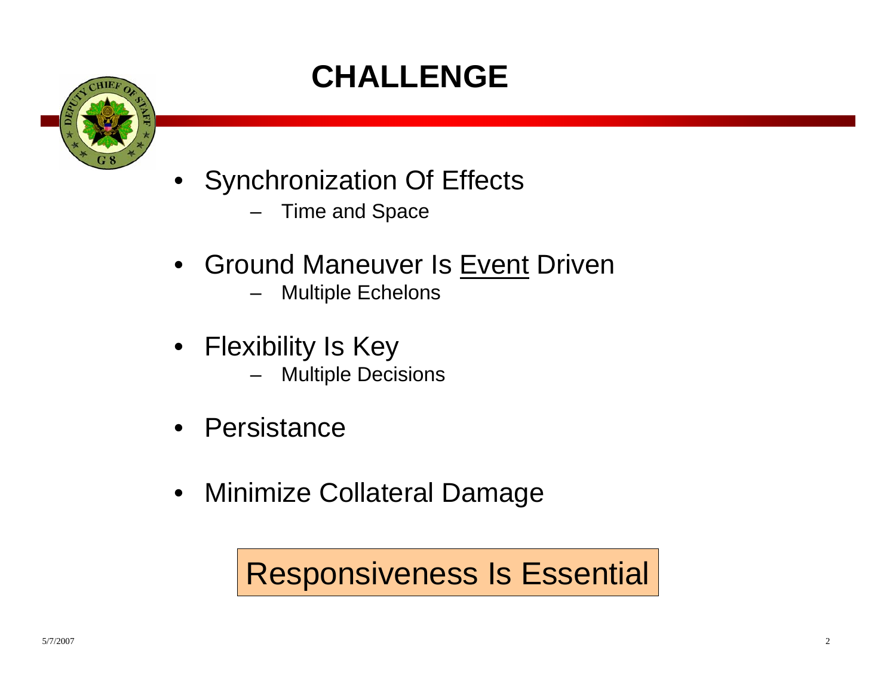# CHALLENGE

- Synchronization Of Effects
  - Time and Space
- Ground Maneuver Is <u>Event</u> Driven
  - Multiple Echelons
- Flexibility Is Key
  - Multiple Decisions
- Persistance
- Minimize Collateral Damage

**Responsiveness Is Essential**

5/7/2007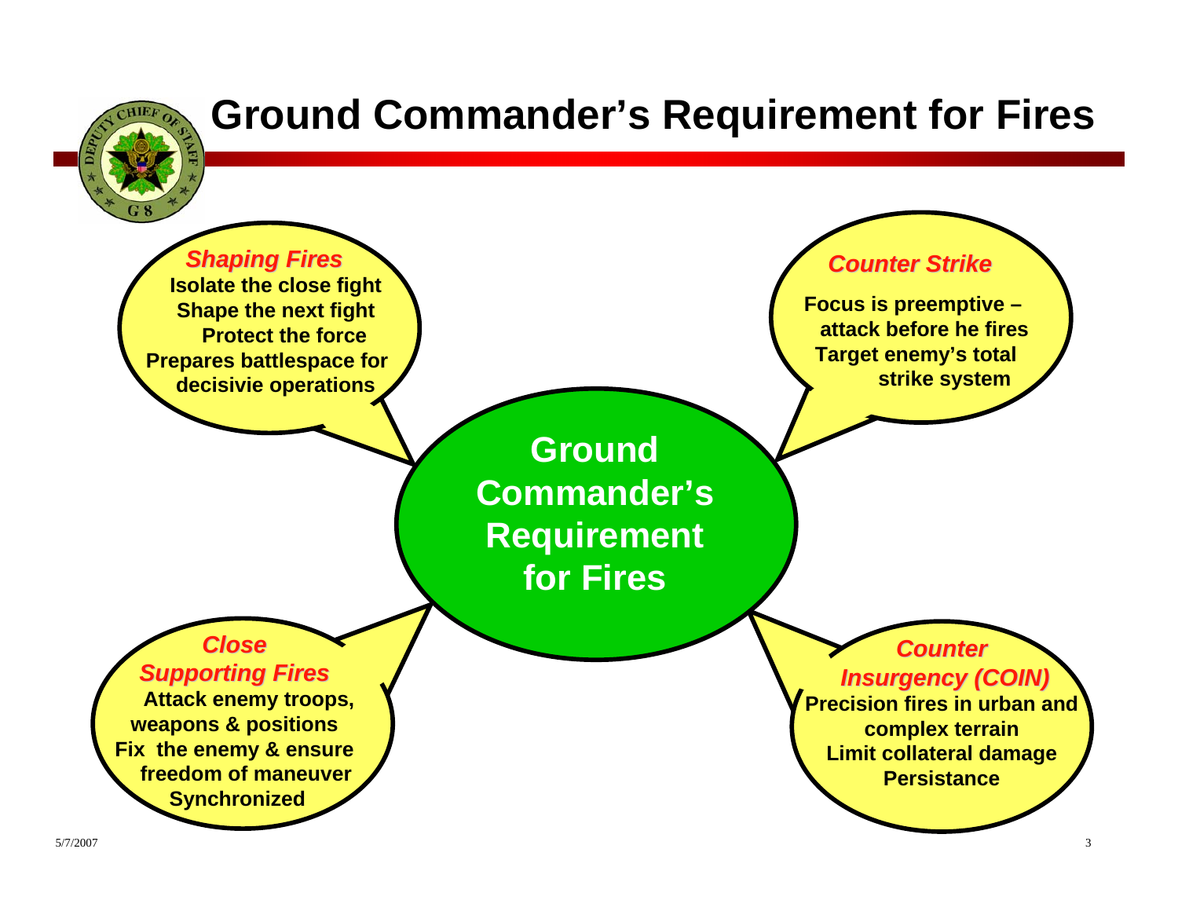# Ground Commander's Requirement for Fires

**Ground Commander's Requirement for Fires**

### *Shaping Fires*

**Isolate the close fight**
**Shape the next fight**
**Protect the force**
**Prepares battlespace for decisivie operations**

### *Counter Strike*

**Focus is preemptive – attack before he fires**
**Target enemy's total strike system**

### *Close Supporting Fires*

**Attack enemy troops, weapons & positions**
**Fix the enemy & ensure freedom of maneuver**
**Synchronized**

### *Counter Insurgency (COIN)*

**Precision fires in urban and complex terrain**
**Limit collateral damage**
**Persistance**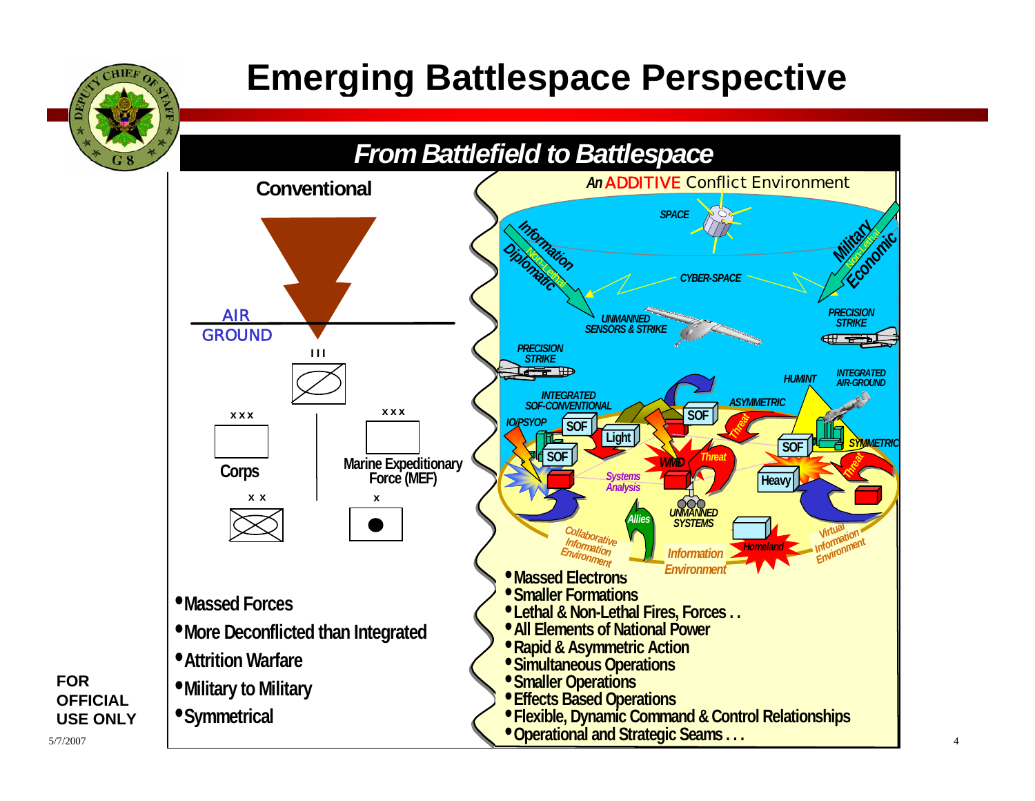# Emerging Battlespace Perspective

## *From Battlefield to Battlespace*

### Conventional

AIR
GROUND

Corps

Marine Expeditionary Force (MEF)

- Massed Forces
- More Deconflicted than Integrated
- Attrition Warfare
- Military to Military
- Symmetrical

### *An* ADDITIVE Conflict Environment

- Massed Electrons
- Smaller Formations
- Lethal & Non-Lethal Fires, Forces . .
- All Elements of National Power
- Rapid & Asymmetric Action
- Simultaneous Operations
- Smaller Operations
- Effects Based Operations
- Flexible, Dynamic Command & Control Relationships
- Operational and Strategic Seams . . .

FOR OFFICIAL USE ONLY

5/7/2007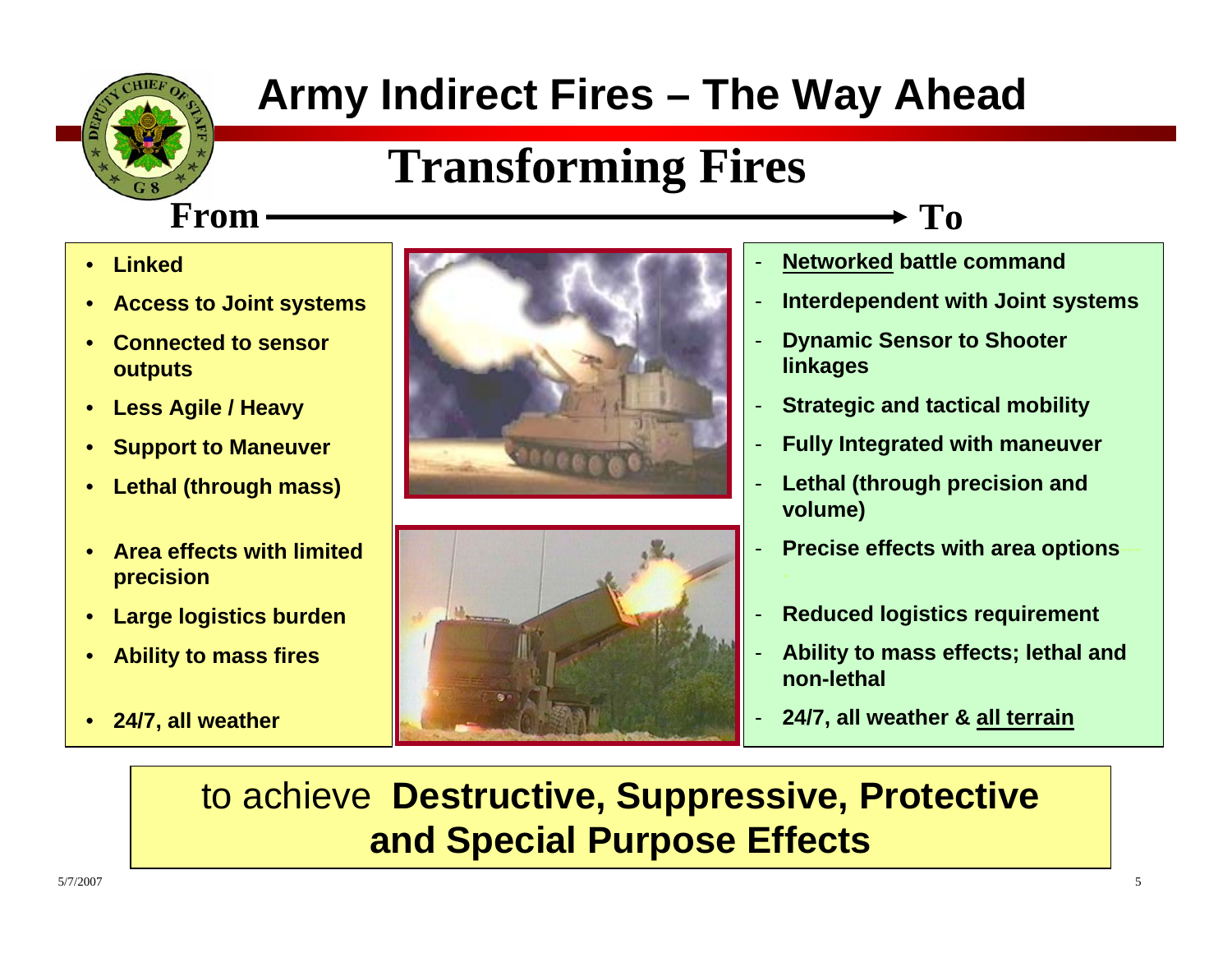# Army Indirect Fires – The Way Ahead

## Transforming Fires

| From | To |
|---|---|
| Linked | **Networked** battle command |
| Access to Joint systems | Interdependent with Joint systems |
| Connected to sensor outputs | Dynamic Sensor to Shooter linkages |
| Less Agile / Heavy | Strategic and tactical mobility |
| Support to Maneuver | Fully Integrated with maneuver |
| Lethal (through mass) | Lethal (through precision and volume) |
| Area effects with limited precision | Precise effects with area options |
| Large logistics burden | Reduced logistics requirement |
| Ability to mass fires | Ability to mass effects; lethal and non-lethal |
| 24/7, all weather | 24/7, all weather & **all terrain** |

to achieve **Destructive, Suppressive, Protective and Special Purpose Effects**

5/7/2007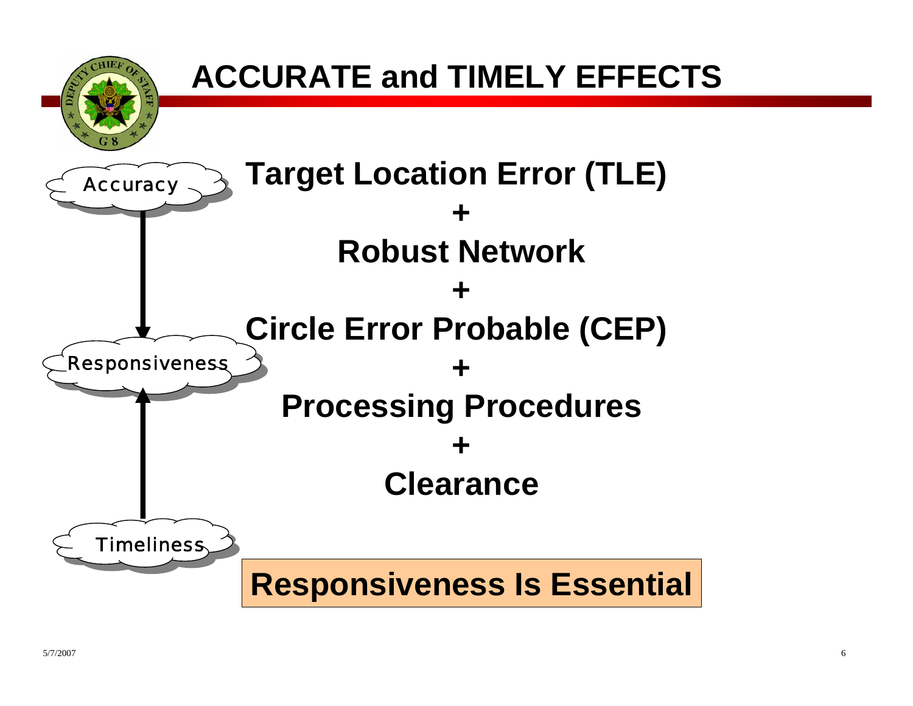# ACCURATE and TIMELY EFFECTS

Accuracy

Responsiveness

Timeliness

**Target Location Error (TLE)**

**+**

**Robust Network**

**+**

**Circle Error Probable (CEP)**

**+**

**Processing Procedures**

**+**

**Clearance**

**Responsiveness Is Essential**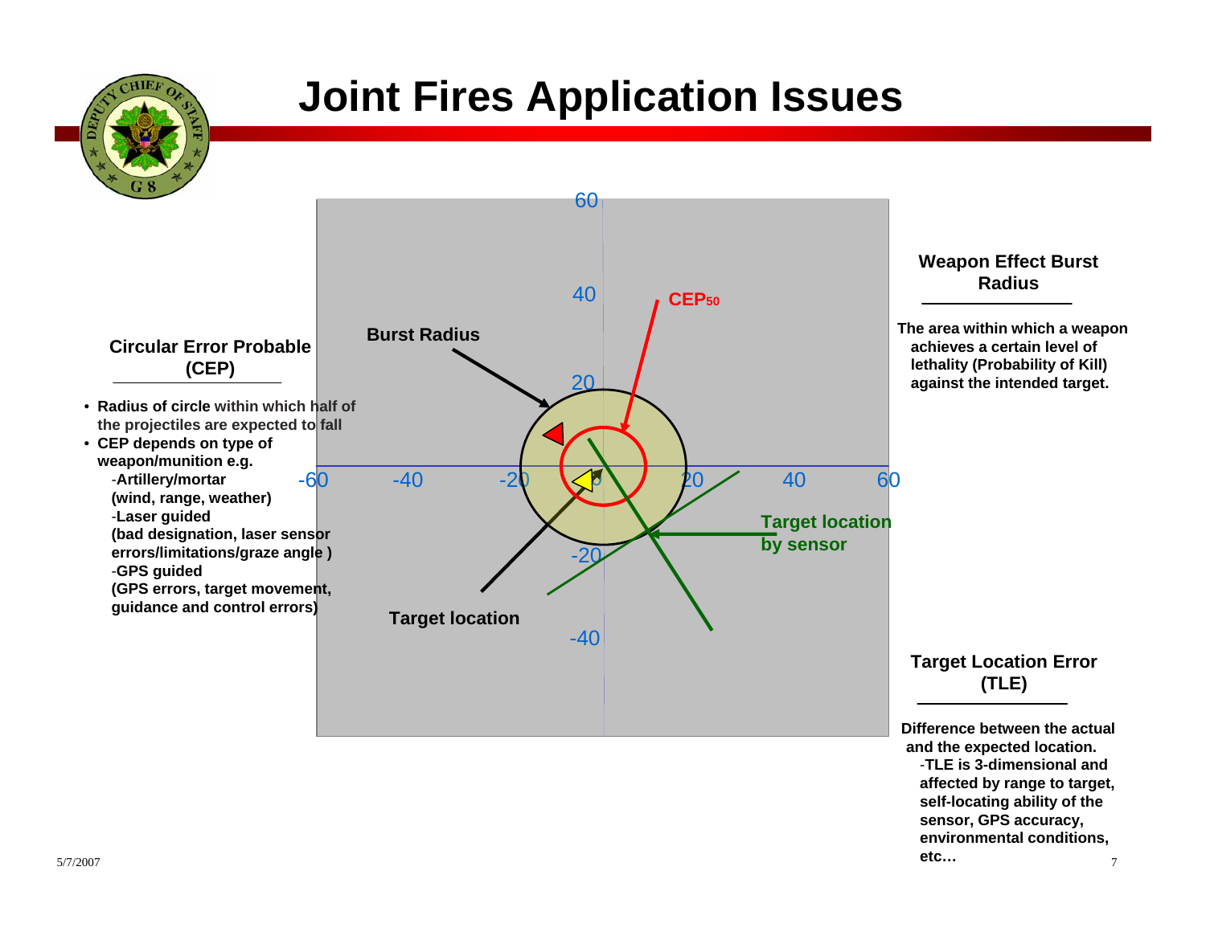# Joint Fires Application Issues

## Circular Error Probable (CEP)

- Radius of circle within which half of the projectiles are expected to fall
- CEP depends on type of weapon/munition e.g.
  - -Artillery/mortar (wind, range, weather)
  - -Laser guided (bad designation, laser sensor errors/limitations/graze angle )
  - -GPS guided (GPS errors, target movement, guidance and control errors)

Burst Radius

$CEP_{50}$

Target location by sensor

Target location

## Weapon Effect Burst Radius

The area within which a weapon achieves a certain level of lethality (Probability of Kill) against the intended target.

## Target Location Error (TLE)

Difference between the actual and the expected location.

-TLE is 3-dimensional and affected by range to target, self-locating ability of the sensor, GPS accuracy, environmental conditions, etc…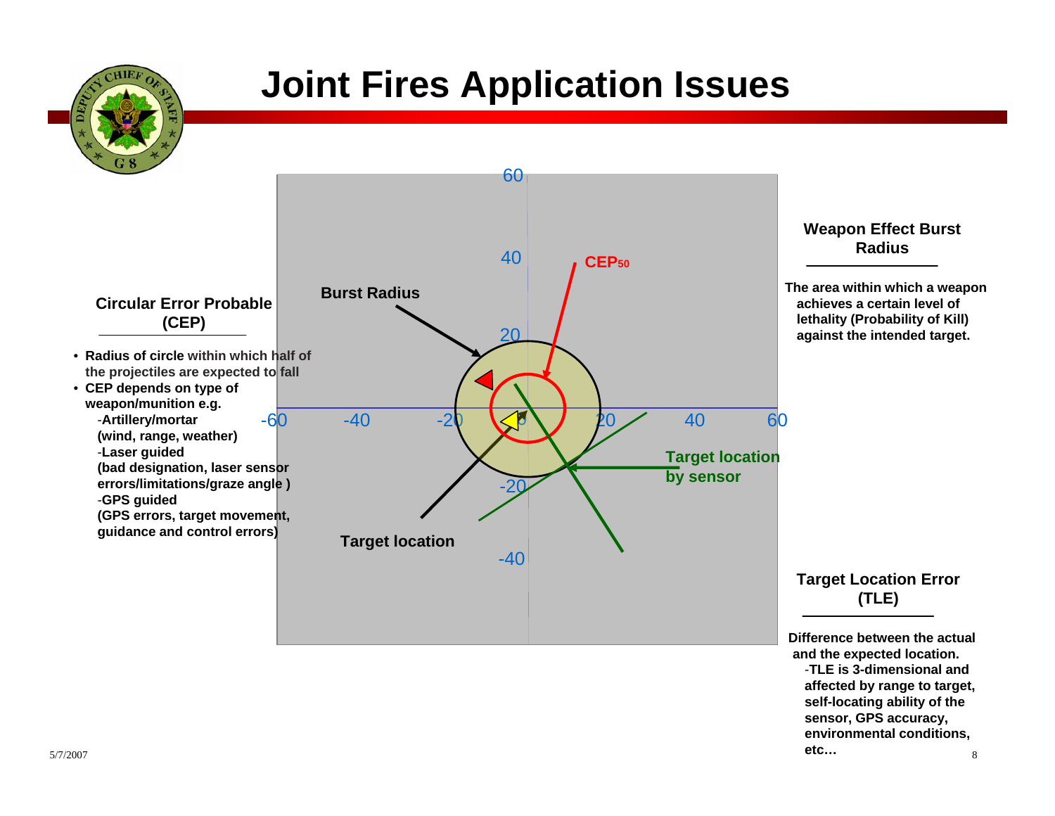# Joint Fires Application Issues

### Circular Error Probable (CEP)

- Radius of circle within which half of the projectiles are expected to fall
- CEP depends on type of weapon/munition e.g.
  - -Artillery/mortar (wind, range, weather)
  - -Laser guided (bad designation, laser sensor errors/limitations/graze angle )
  - -GPS guided (GPS errors, target movement, guidance and control errors)

Burst Radius

$CEP_{50}$

Target location

Target location by sensor

### Weapon Effect Burst Radius

The area within which a weapon achieves a certain level of lethality (Probability of Kill) against the intended target.

### Target Location Error (TLE)

Difference between the actual and the expected location.

-TLE is 3-dimensional and affected by range to target, self-locating ability of the sensor, GPS accuracy, environmental conditions, etc…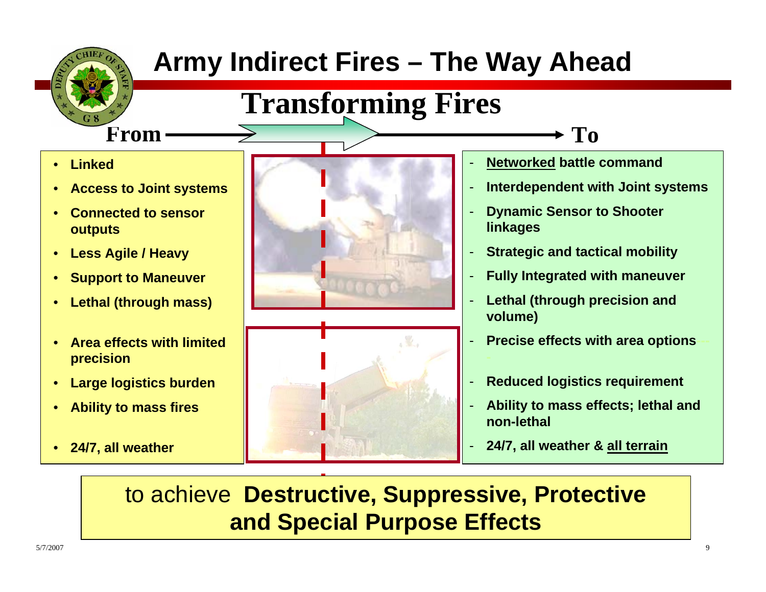# Army Indirect Fires – The Way Ahead

## Transforming Fires

| From | To |
| --- | --- |
| Linked | **Networked** battle command |
| Access to Joint systems | Interdependent with Joint systems |
| Connected to sensor outputs | Dynamic Sensor to Shooter linkages |
| Less Agile / Heavy | Strategic and tactical mobility |
| Support to Maneuver | Fully Integrated with maneuver |
| Lethal (through mass) | Lethal (through precision and volume) |
| Area effects with limited precision | Precise effects with area options |
| Large logistics burden | Reduced logistics requirement |
| Ability to mass fires | Ability to mass effects; lethal and non-lethal |
| 24/7, all weather | 24/7, all weather & **all terrain** |

to achieve **Destructive, Suppressive, Protective and Special Purpose Effects**

5/7/2007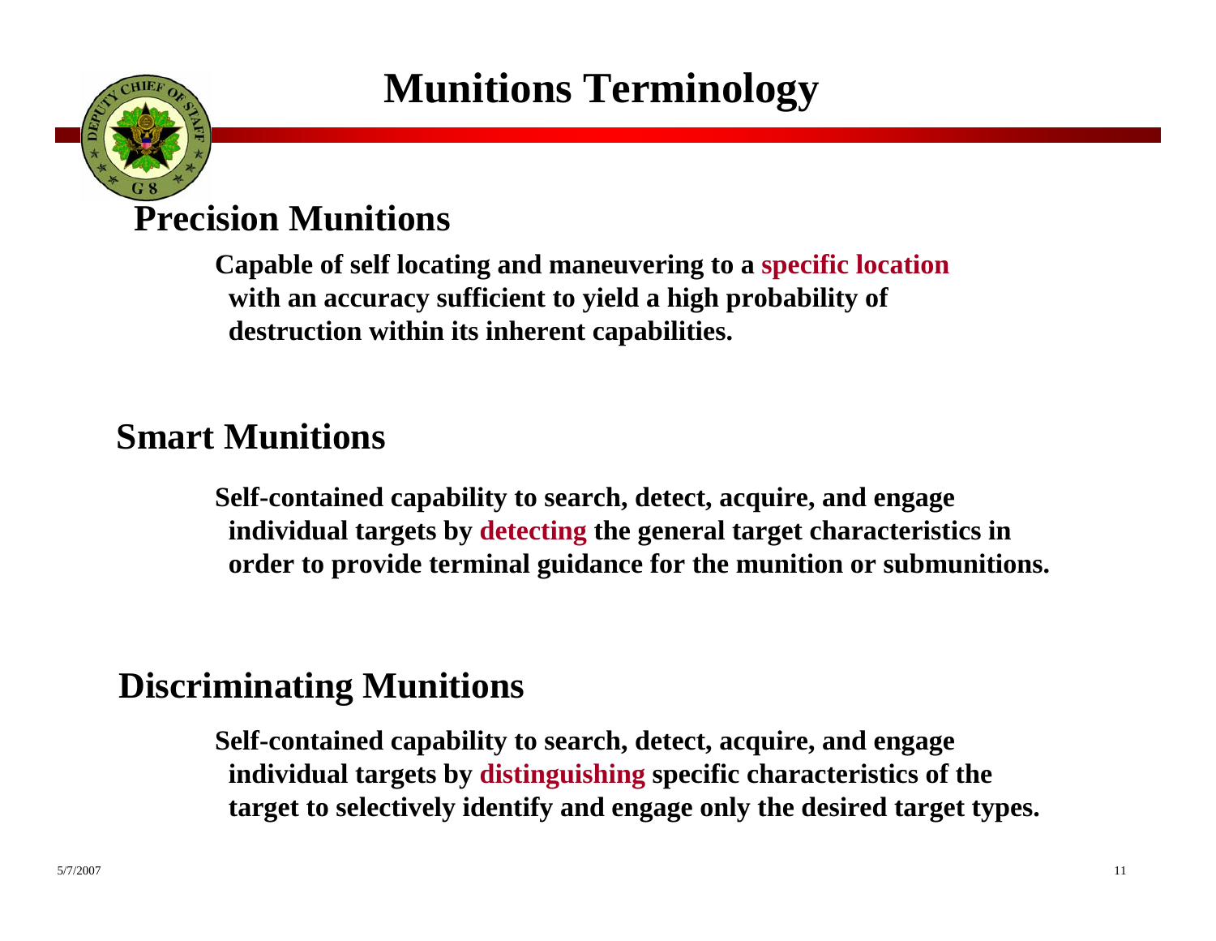# Munitions Terminology

## Precision Munitions

**Capable of self locating and maneuvering to a specific location with an accuracy sufficient to yield a high probability of destruction within its inherent capabilities.**

## Smart Munitions

**Self-contained capability to search, detect, acquire, and engage individual targets by detecting the general target characteristics in order to provide terminal guidance for the munition or submunitions.**

## Discriminating Munitions

**Self-contained capability to search, detect, acquire, and engage individual targets by distinguishing specific characteristics of the target to selectively identify and engage only the desired target types.**